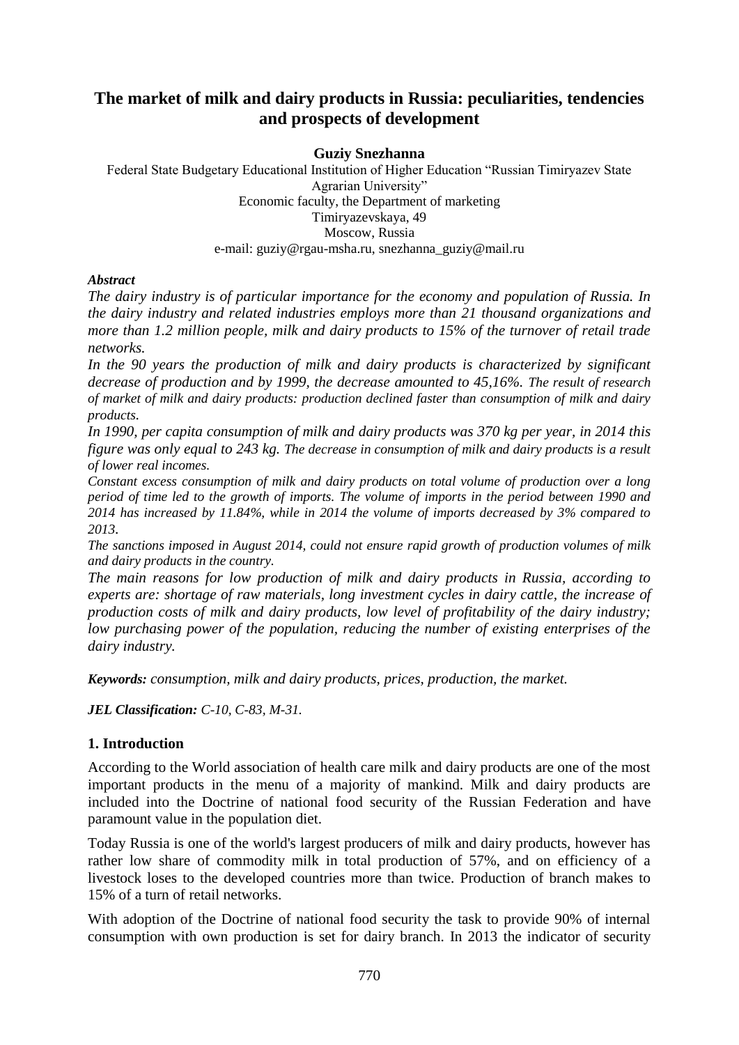# The market of milk and dairy products in Russia: peculiarities, tendencies and prospects of development

**Guziy Snezhanna**

Federal State Budgetary Educational Institution of Higher Education "Russian Timiryazev State Agrarian University"
Economic faculty, the Department of marketing
Timiryazevskaya, 49
Moscow, Russia
e-mail: guziy@rgau-msha.ru, snezhanna_guziy@mail.ru

***Abstract***

*The dairy industry is of particular importance for the economy and population of Russia. In the dairy industry and related industries employs more than 21 thousand organizations and more than 1.2 million people, milk and dairy products to 15% of the turnover of retail trade networks.*

*In the 90 years the production of milk and dairy products is characterized by significant decrease of production and by 1999, the decrease amounted to 45,16%. The result of research of market of milk and dairy products: production declined faster than consumption of milk and dairy products.*

*In 1990, per capita consumption of milk and dairy products was 370 kg per year, in 2014 this figure was only equal to 243 kg. The decrease in consumption of milk and dairy products is a result of lower real incomes.*

*Constant excess consumption of milk and dairy products on total volume of production over a long period of time led to the growth of imports. The volume of imports in the period between 1990 and 2014 has increased by 11.84%, while in 2014 the volume of imports decreased by 3% compared to 2013.*

*The sanctions imposed in August 2014, could not ensure rapid growth of production volumes of milk and dairy products in the country.*

*The main reasons for low production of milk and dairy products in Russia, according to experts are: shortage of raw materials, long investment cycles in dairy cattle, the increase of production costs of milk and dairy products, low level of profitability of the dairy industry; low purchasing power of the population, reducing the number of existing enterprises of the dairy industry.*

***Keywords:*** *consumption, milk and dairy products, prices, production, the market.*

***JEL Classification:*** *C-10, C-83, M-31.*

## 1. Introduction

According to the World association of health care milk and dairy products are one of the most important products in the menu of a majority of mankind. Milk and dairy products are included into the Doctrine of national food security of the Russian Federation and have paramount value in the population diet.

Today Russia is one of the world's largest producers of milk and dairy products, however has rather low share of commodity milk in total production of 57%, and on efficiency of a livestock loses to the developed countries more than twice. Production of branch makes to 15% of a turn of retail networks.

With adoption of the Doctrine of national food security the task to provide 90% of internal consumption with own production is set for dairy branch. In 2013 the indicator of security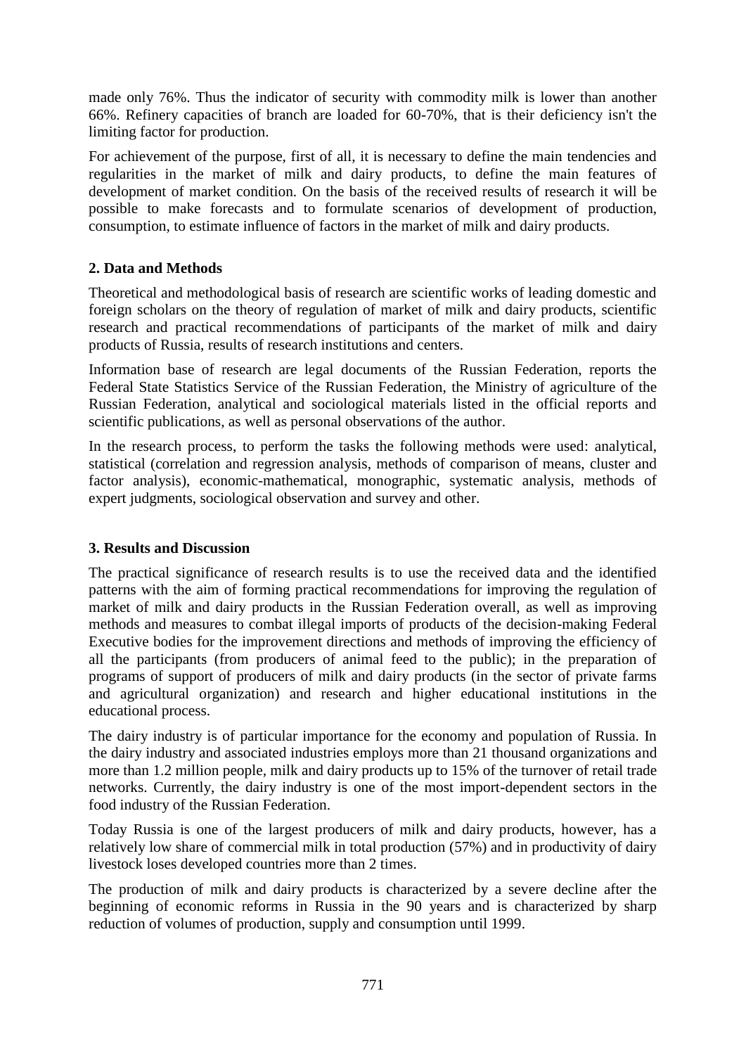made only 76%. Thus the indicator of security with commodity milk is lower than another 66%. Refinery capacities of branch are loaded for 60-70%, that is their deficiency isn't the limiting factor for production.

For achievement of the purpose, first of all, it is necessary to define the main tendencies and regularities in the market of milk and dairy products, to define the main features of development of market condition. On the basis of the received results of research it will be possible to make forecasts and to formulate scenarios of development of production, consumption, to estimate influence of factors in the market of milk and dairy products.

## 2. Data and Methods

Theoretical and methodological basis of research are scientific works of leading domestic and foreign scholars on the theory of regulation of market of milk and dairy products, scientific research and practical recommendations of participants of the market of milk and dairy products of Russia, results of research institutions and centers.

Information base of research are legal documents of the Russian Federation, reports the Federal State Statistics Service of the Russian Federation, the Ministry of agriculture of the Russian Federation, analytical and sociological materials listed in the official reports and scientific publications, as well as personal observations of the author.

In the research process, to perform the tasks the following methods were used: analytical, statistical (correlation and regression analysis, methods of comparison of means, cluster and factor analysis), economic-mathematical, monographic, systematic analysis, methods of expert judgments, sociological observation and survey and other.

## 3. Results and Discussion

The practical significance of research results is to use the received data and the identified patterns with the aim of forming practical recommendations for improving the regulation of market of milk and dairy products in the Russian Federation overall, as well as improving methods and measures to combat illegal imports of products of the decision-making Federal Executive bodies for the improvement directions and methods of improving the efficiency of all the participants (from producers of animal feed to the public); in the preparation of programs of support of producers of milk and dairy products (in the sector of private farms and agricultural organization) and research and higher educational institutions in the educational process.

The dairy industry is of particular importance for the economy and population of Russia. In the dairy industry and associated industries employs more than 21 thousand organizations and more than 1.2 million people, milk and dairy products up to 15% of the turnover of retail trade networks. Currently, the dairy industry is one of the most import-dependent sectors in the food industry of the Russian Federation.

Today Russia is one of the largest producers of milk and dairy products, however, has a relatively low share of commercial milk in total production (57%) and in productivity of dairy livestock loses developed countries more than 2 times.

The production of milk and dairy products is characterized by a severe decline after the beginning of economic reforms in Russia in the 90 years and is characterized by sharp reduction of volumes of production, supply and consumption until 1999.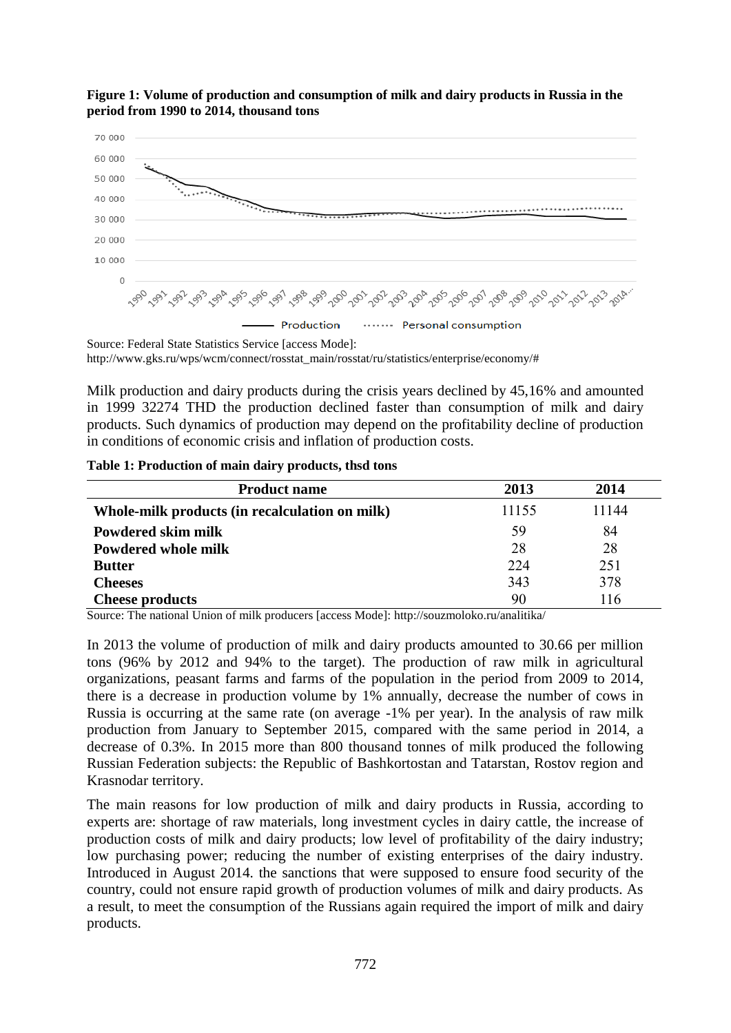**Figure 1: Volume of production and consumption of milk and dairy products in Russia in the period from 1990 to 2014, thousand tons**

Source: Federal State Statistics Service [access Mode]: http://www.gks.ru/wps/wcm/connect/rosstat_main/rosstat/ru/statistics/enterprise/economy/#

Milk production and dairy products during the crisis years declined by 45,16% and amounted in 1999 32274 THD the production declined faster than consumption of milk and dairy products. Such dynamics of production may depend on the profitability decline of production in conditions of economic crisis and inflation of production costs.

**Table 1: Production of main dairy products, thsd tons**

| Product name | 2013 | 2014 |
|---|---|---|
| **Whole-milk products (in recalculation on milk)** | 11155 | 11144 |
| **Powdered skim milk** | 59 | 84 |
| **Powdered whole milk** | 28 | 28 |
| **Butter** | 224 | 251 |
| **Cheeses** | 343 | 378 |
| **Cheese products** | 90 | 116 |

Source: The national Union of milk producers [access Mode]: http://souzmoloko.ru/analitika/

In 2013 the volume of production of milk and dairy products amounted to 30.66 per million tons (96% by 2012 and 94% to the target). The production of raw milk in agricultural organizations, peasant farms and farms of the population in the period from 2009 to 2014, there is a decrease in production volume by 1% annually, decrease the number of cows in Russia is occurring at the same rate (on average -1% per year). In the analysis of raw milk production from January to September 2015, compared with the same period in 2014, a decrease of 0.3%. In 2015 more than 800 thousand tonnes of milk produced the following Russian Federation subjects: the Republic of Bashkortostan and Tatarstan, Rostov region and Krasnodar territory.

The main reasons for low production of milk and dairy products in Russia, according to experts are: shortage of raw materials, long investment cycles in dairy cattle, the increase of production costs of milk and dairy products; low level of profitability of the dairy industry; low purchasing power; reducing the number of existing enterprises of the dairy industry. Introduced in August 2014. the sanctions that were supposed to ensure food security of the country, could not ensure rapid growth of production volumes of milk and dairy products. As a result, to meet the consumption of the Russians again required the import of milk and dairy products.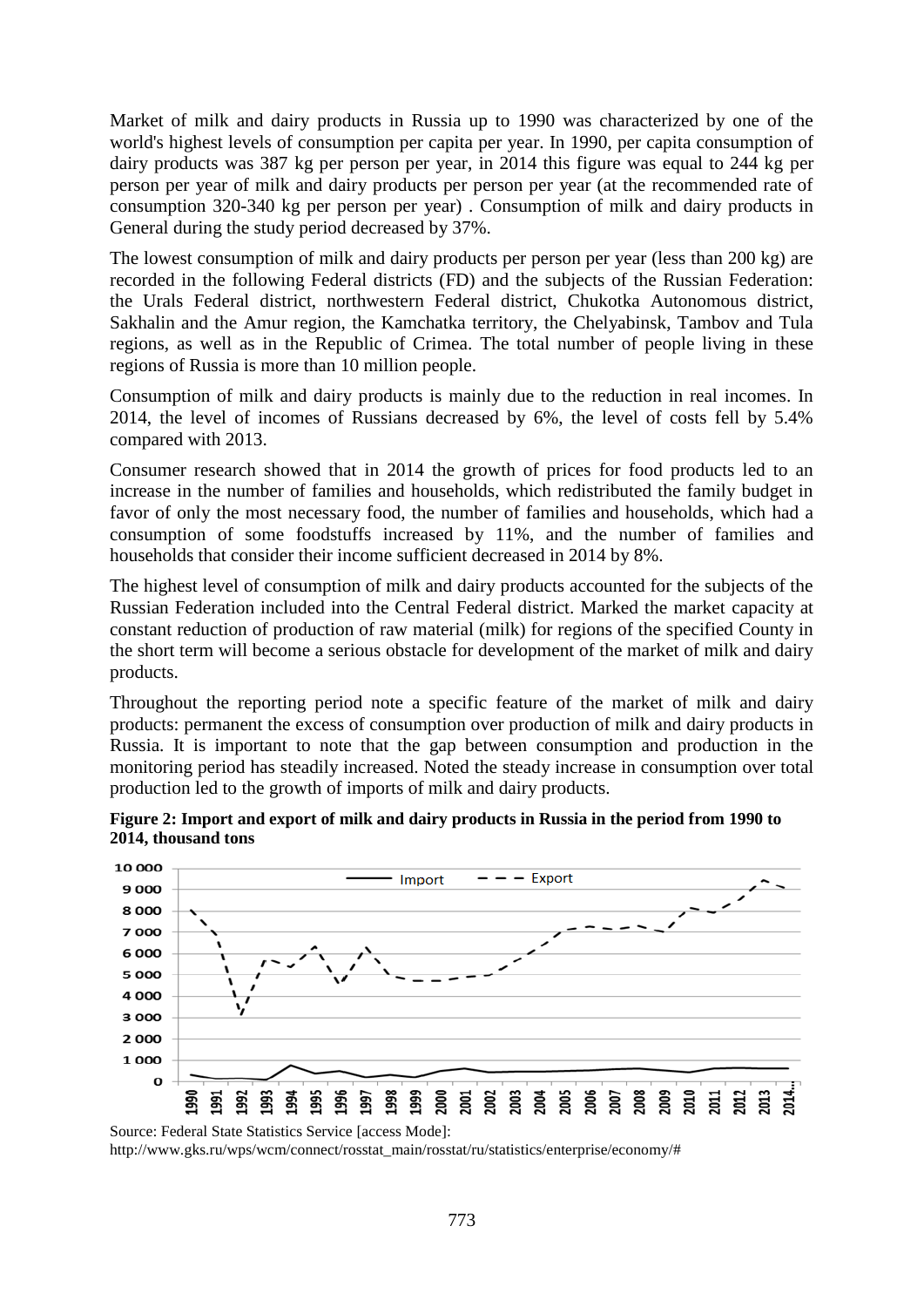Market of milk and dairy products in Russia up to 1990 was characterized by one of the world's highest levels of consumption per capita per year. In 1990, per capita consumption of dairy products was 387 kg per person per year, in 2014 this figure was equal to 244 kg per person per year of milk and dairy products per person per year (at the recommended rate of consumption 320-340 kg per person per year) . Consumption of milk and dairy products in General during the study period decreased by 37%.

The lowest consumption of milk and dairy products per person per year (less than 200 kg) are recorded in the following Federal districts (FD) and the subjects of the Russian Federation: the Urals Federal district, northwestern Federal district, Chukotka Autonomous district, Sakhalin and the Amur region, the Kamchatka territory, the Chelyabinsk, Tambov and Tula regions, as well as in the Republic of Crimea. The total number of people living in these regions of Russia is more than 10 million people.

Consumption of milk and dairy products is mainly due to the reduction in real incomes. In 2014, the level of incomes of Russians decreased by 6%, the level of costs fell by 5.4% compared with 2013.

Consumer research showed that in 2014 the growth of prices for food products led to an increase in the number of families and households, which redistributed the family budget in favor of only the most necessary food, the number of families and households, which had a consumption of some foodstuffs increased by 11%, and the number of families and households that consider their income sufficient decreased in 2014 by 8%.

The highest level of consumption of milk and dairy products accounted for the subjects of the Russian Federation included into the Central Federal district. Marked the market capacity at constant reduction of production of raw material (milk) for regions of the specified County in the short term will become a serious obstacle for development of the market of milk and dairy products.

Throughout the reporting period note a specific feature of the market of milk and dairy products: permanent the excess of consumption over production of milk and dairy products in Russia. It is important to note that the gap between consumption and production in the monitoring period has steadily increased. Noted the steady increase in consumption over total production led to the growth of imports of milk and dairy products.

**Figure 2: Import and export of milk and dairy products in Russia in the period from 1990 to 2014, thousand tons**

Source: Federal State Statistics Service [access Mode]: http://www.gks.ru/wps/wcm/connect/rosstat_main/rosstat/ru/statistics/enterprise/economy/#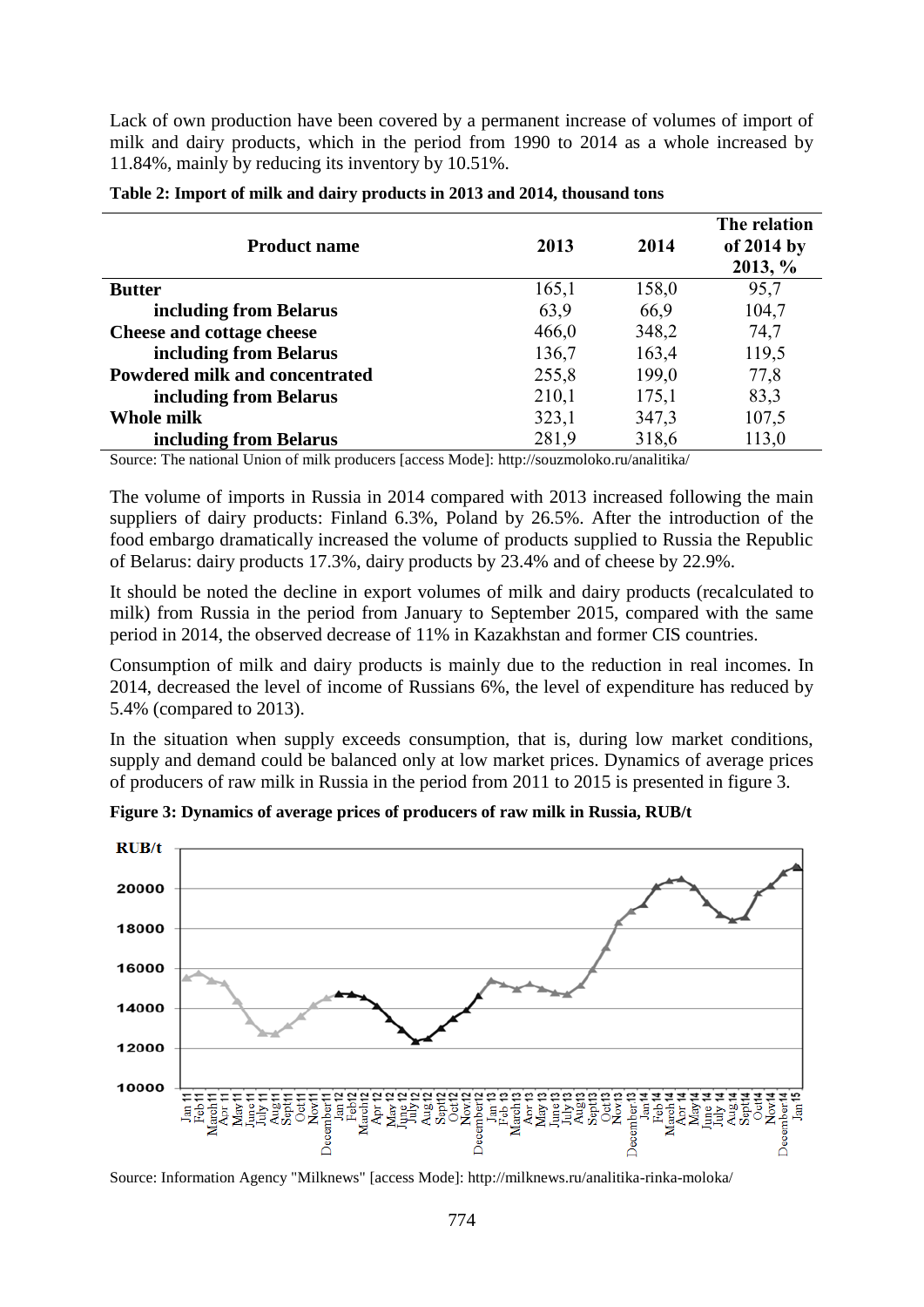Lack of own production have been covered by a permanent increase of volumes of import of milk and dairy products, which in the period from 1990 to 2014 as a whole increased by 11.84%, mainly by reducing its inventory by 10.51%.

**Table 2: Import of milk and dairy products in 2013 and 2014, thousand tons**

| Product name | 2013 | 2014 | The relation of 2014 by 2013, % |
|---|---|---|---|
| **Butter** | 165,1 | 158,0 | 95,7 |
| **including from Belarus** | 63,9 | 66,9 | 104,7 |
| **Cheese and cottage cheese** | 466,0 | 348,2 | 74,7 |
| **including from Belarus** | 136,7 | 163,4 | 119,5 |
| **Powdered milk and concentrated** | 255,8 | 199,0 | 77,8 |
| **including from Belarus** | 210,1 | 175,1 | 83,3 |
| **Whole milk** | 323,1 | 347,3 | 107,5 |
| **including from Belarus** | 281,9 | 318,6 | 113,0 |

Source: The national Union of milk producers [access Mode]: http://souzmoloko.ru/analitika/

The volume of imports in Russia in 2014 compared with 2013 increased following the main suppliers of dairy products: Finland 6.3%, Poland by 26.5%. After the introduction of the food embargo dramatically increased the volume of products supplied to Russia the Republic of Belarus: dairy products 17.3%, dairy products by 23.4% and of cheese by 22.9%.

It should be noted the decline in export volumes of milk and dairy products (recalculated to milk) from Russia in the period from January to September 2015, compared with the same period in 2014, the observed decrease of 11% in Kazakhstan and former CIS countries.

Consumption of milk and dairy products is mainly due to the reduction in real incomes. In 2014, decreased the level of income of Russians 6%, the level of expenditure has reduced by 5.4% (compared to 2013).

In the situation when supply exceeds consumption, that is, during low market conditions, supply and demand could be balanced only at low market prices. Dynamics of average prices of producers of raw milk in Russia in the period from 2011 to 2015 is presented in figure 3.

**Figure 3: Dynamics of average prices of producers of raw milk in Russia, RUB/t**

Source: Information Agency "Milknews" [access Mode]: http://milknews.ru/analitika-rinka-moloka/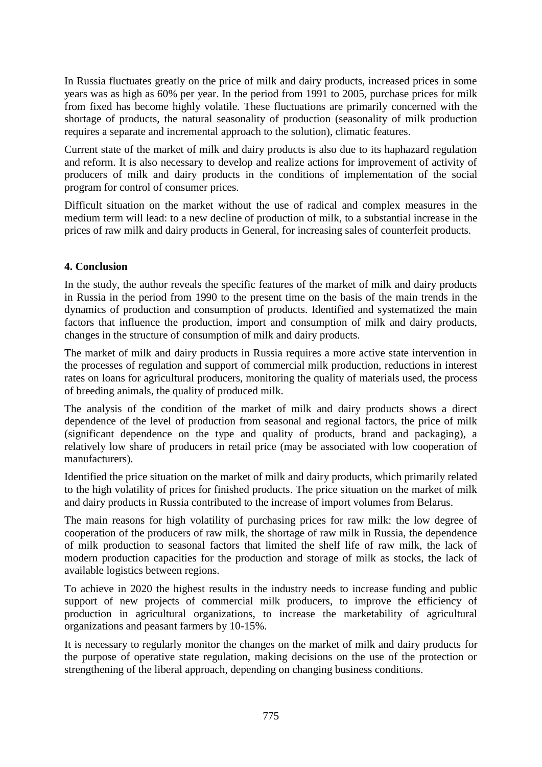In Russia fluctuates greatly on the price of milk and dairy products, increased prices in some years was as high as 60% per year. In the period from 1991 to 2005, purchase prices for milk from fixed has become highly volatile. These fluctuations are primarily concerned with the shortage of products, the natural seasonality of production (seasonality of milk production requires a separate and incremental approach to the solution), climatic features.

Current state of the market of milk and dairy products is also due to its haphazard regulation and reform. It is also necessary to develop and realize actions for improvement of activity of producers of milk and dairy products in the conditions of implementation of the social program for control of consumer prices.

Difficult situation on the market without the use of radical and complex measures in the medium term will lead: to a new decline of production of milk, to a substantial increase in the prices of raw milk and dairy products in General, for increasing sales of counterfeit products.

## 4. Conclusion

In the study, the author reveals the specific features of the market of milk and dairy products in Russia in the period from 1990 to the present time on the basis of the main trends in the dynamics of production and consumption of products. Identified and systematized the main factors that influence the production, import and consumption of milk and dairy products, changes in the structure of consumption of milk and dairy products.

The market of milk and dairy products in Russia requires a more active state intervention in the processes of regulation and support of commercial milk production, reductions in interest rates on loans for agricultural producers, monitoring the quality of materials used, the process of breeding animals, the quality of produced milk.

The analysis of the condition of the market of milk and dairy products shows a direct dependence of the level of production from seasonal and regional factors, the price of milk (significant dependence on the type and quality of products, brand and packaging), a relatively low share of producers in retail price (may be associated with low cooperation of manufacturers).

Identified the price situation on the market of milk and dairy products, which primarily related to the high volatility of prices for finished products. The price situation on the market of milk and dairy products in Russia contributed to the increase of import volumes from Belarus.

The main reasons for high volatility of purchasing prices for raw milk: the low degree of cooperation of the producers of raw milk, the shortage of raw milk in Russia, the dependence of milk production to seasonal factors that limited the shelf life of raw milk, the lack of modern production capacities for the production and storage of milk as stocks, the lack of available logistics between regions.

To achieve in 2020 the highest results in the industry needs to increase funding and public support of new projects of commercial milk producers, to improve the efficiency of production in agricultural organizations, to increase the marketability of agricultural organizations and peasant farmers by 10-15%.

It is necessary to regularly monitor the changes on the market of milk and dairy products for the purpose of operative state regulation, making decisions on the use of the protection or strengthening of the liberal approach, depending on changing business conditions.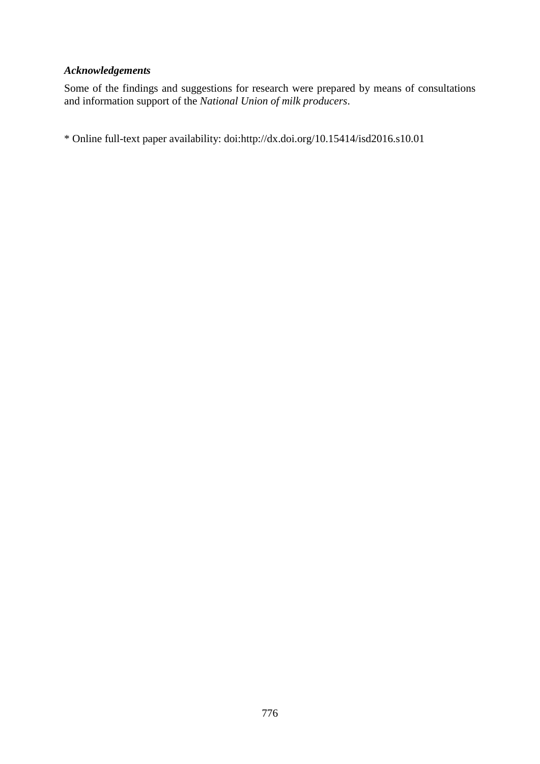### *Acknowledgements*

Some of the findings and suggestions for research were prepared by means of consultations and information support of the *National Union of milk producers*.

* Online full-text paper availability: doi:http://dx.doi.org/10.15414/isd2016.s10.01